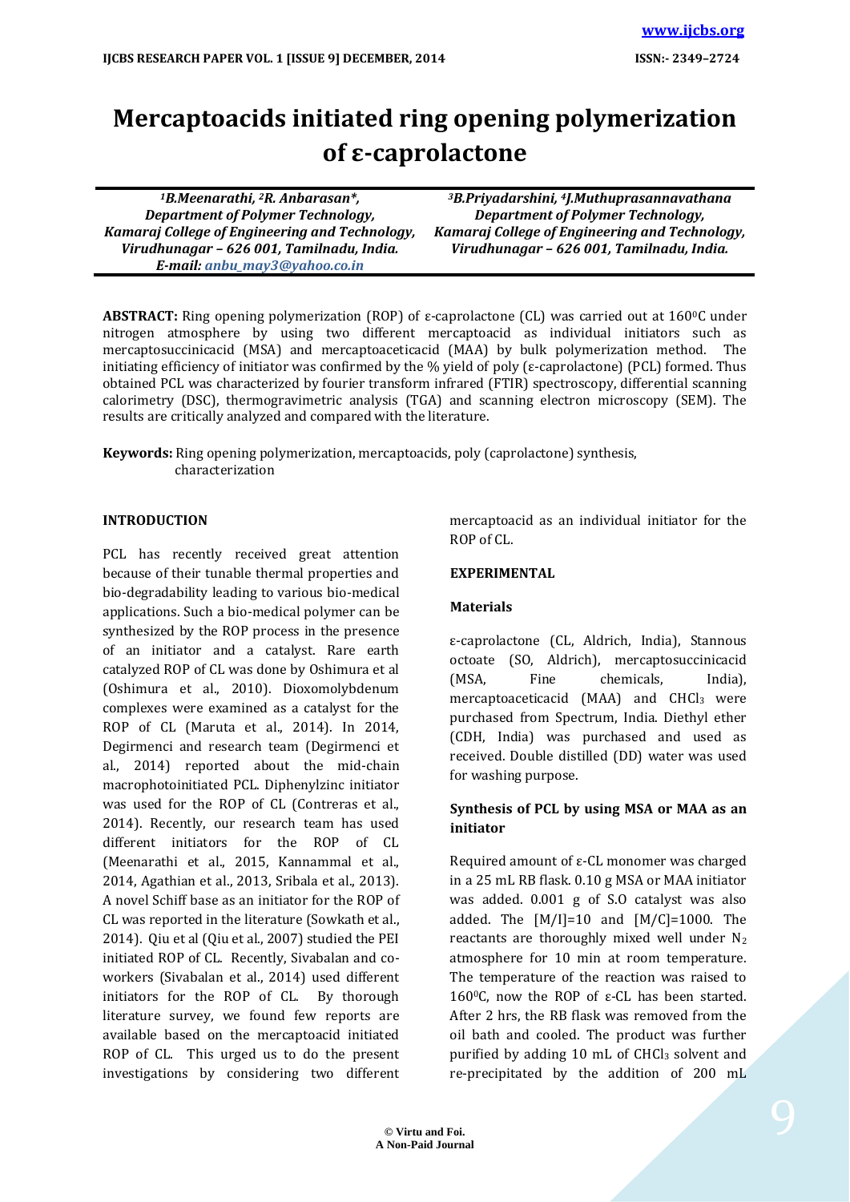# Mercaptoacids initiated ring opening polymerization of ε-caprolactone

*[1]B.Meenarathi, [2]R. Anbarasan\*,*
*Department of Polymer Technology,*
*Kamaraj College of Engineering and Technology,*
*Virudhunagar – 626 001, Tamilnadu, India.*
*E-mail: anbu_may3@yahoo.co.in*

*[3]B.Priyadarshini, [4]J.Muthuprasannavathana*
*Department of Polymer Technology,*
*Kamaraj College of Engineering and Technology,*
*Virudhunagar – 626 001, Tamilnadu, India.*

**ABSTRACT:** Ring opening polymerization (ROP) of ε-caprolactone (CL) was carried out at 160$^0$C under nitrogen atmosphere by using two different mercaptoacid as individual initiators such as mercaptosuccinicacid (MSA) and mercaptoaceticacid (MAA) by bulk polymerization method. The initiating efficiency of initiator was confirmed by the % yield of poly (ε-caprolactone) (PCL) formed. Thus obtained PCL was characterized by fourier transform infrared (FTIR) spectroscopy, differential scanning calorimetry (DSC), thermogravimetric analysis (TGA) and scanning electron microscopy (SEM). The results are critically analyzed and compared with the literature.

**Keywords:** Ring opening polymerization, mercaptoacids, poly (caprolactone) synthesis, characterization

## INTRODUCTION

PCL has recently received great attention because of their tunable thermal properties and bio-degradability leading to various bio-medical applications. Such a bio-medical polymer can be synthesized by the ROP process in the presence of an initiator and a catalyst. Rare earth catalyzed ROP of CL was done by Oshimura et al (Oshimura et al., 2010). Dioxomolybdenum complexes were examined as a catalyst for the ROP of CL (Maruta et al., 2014). In 2014, Degirmenci and research team (Degirmenci et al., 2014) reported about the mid-chain macrophotoinitiated PCL. Diphenylzinc initiator was used for the ROP of CL (Contreras et al., 2014). Recently, our research team has used different initiators for the ROP of CL (Meenarathi et al., 2015, Kannammal et al., 2014, Agathian et al., 2013, Sribala et al., 2013). A novel Schiff base as an initiator for the ROP of CL was reported in the literature (Sowkath et al., 2014). Qiu et al (Qiu et al., 2007) studied the PEI initiated ROP of CL. Recently, Sivabalan and co-workers (Sivabalan et al., 2014) used different initiators for the ROP of CL. By thorough literature survey, we found few reports are available based on the mercaptoacid initiated ROP of CL. This urged us to do the present investigations by considering two different mercaptoacid as an individual initiator for the ROP of CL.

## EXPERIMENTAL

### Materials

ε-caprolactone (CL, Aldrich, India), Stannous octoate (SO, Aldrich), mercaptosuccinicacid (MSA, Fine chemicals, India), mercaptoaceticacid (MAA) and $CHCl_3$ were purchased from Spectrum, India. Diethyl ether (CDH, India) was purchased and used as received. Double distilled (DD) water was used for washing purpose.

### Synthesis of PCL by using MSA or MAA as an initiator

Required amount of ε-CL monomer was charged in a 25 mL RB flask. 0.10 g MSA or MAA initiator was added. 0.001 g of S.O catalyst was also added. The [M/I]=10 and [M/C]=1000. The reactants are thoroughly mixed well under $N_2$ atmosphere for 10 min at room temperature. The temperature of the reaction was raised to 160$^0$C, now the ROP of ε-CL has been started. After 2 hrs, the RB flask was removed from the oil bath and cooled. The product was further purified by adding 10 mL of $CHCl_3$ solvent and re-precipitated by the addition of 200 mL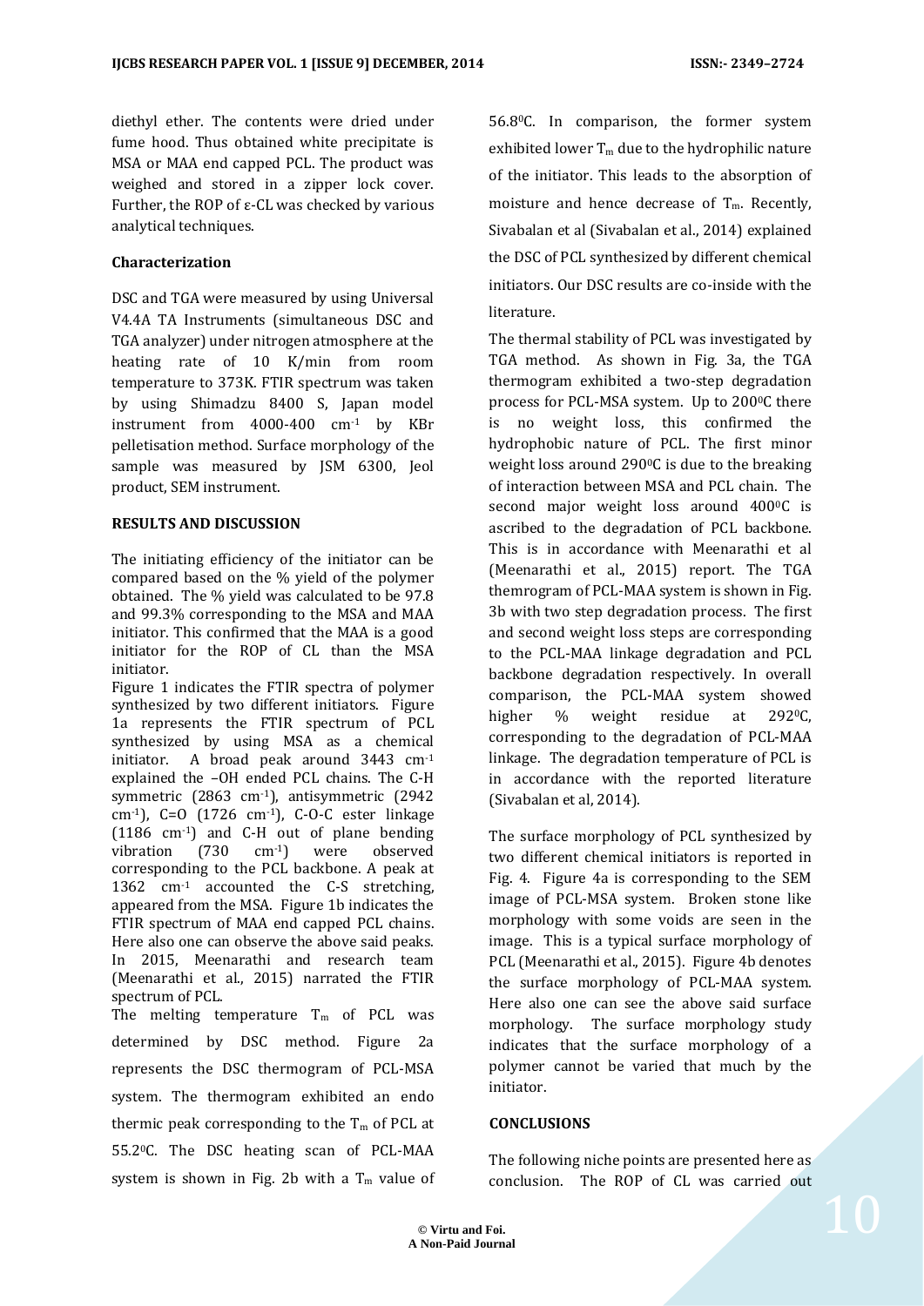diethyl ether. The contents were dried under fume hood. Thus obtained white precipitate is MSA or MAA end capped PCL. The product was weighed and stored in a zipper lock cover. Further, the ROP of ε-CL was checked by various analytical techniques.

**Characterization**

DSC and TGA were measured by using Universal V4.4A TA Instruments (simultaneous DSC and TGA analyzer) under nitrogen atmosphere at the heating rate of 10 K/min from room temperature to 373K. FTIR spectrum was taken by using Shimadzu 8400 S, Japan model instrument from 4000-400 $cm^{-1}$ by KBr pelletisation method. Surface morphology of the sample was measured by JSM 6300, Jeol product, SEM instrument.

## RESULTS AND DISCUSSION

The initiating efficiency of the initiator can be compared based on the % yield of the polymer obtained. The % yield was calculated to be 97.8 and 99.3% corresponding to the MSA and MAA initiator. This confirmed that the MAA is a good initiator for the ROP of CL than the MSA initiator.

Figure 1 indicates the FTIR spectra of polymer synthesized by two different initiators. Figure 1a represents the FTIR spectrum of PCL synthesized by using MSA as a chemical initiator. A broad peak around 3443 $cm^{-1}$ explained the –OH ended PCL chains. The C-H symmetric (2863 $cm^{-1}$), antisymmetric (2942 $cm^{-1}$), C=O (1726 $cm^{-1}$), C-O-C ester linkage (1186 $cm^{-1}$) and C-H out of plane bending vibration (730 $cm^{-1}$) were observed corresponding to the PCL backbone. A peak at 1362 $cm^{-1}$ accounted the C-S stretching, appeared from the MSA. Figure 1b indicates the FTIR spectrum of MAA end capped PCL chains. Here also one can observe the above said peaks. In 2015, Meenarathi and research team (Meenarathi et al., 2015) narrated the FTIR spectrum of PCL.

The melting temperature $T_m$ of PCL was determined by DSC method. Figure 2a represents the DSC thermogram of PCL-MSA system. The thermogram exhibited an endo thermic peak corresponding to the $T_m$ of PCL at 55.2$^0$C. The DSC heating scan of PCL-MAA system is shown in Fig. 2b with a $T_m$ value of 56.8$^0$C. In comparison, the former system exhibited lower $T_m$ due to the hydrophilic nature of the initiator. This leads to the absorption of moisture and hence decrease of $T_m$. Recently, Sivabalan et al (Sivabalan et al., 2014) explained the DSC of PCL synthesized by different chemical initiators. Our DSC results are co-inside with the literature.

The thermal stability of PCL was investigated by TGA method. As shown in Fig. 3a, the TGA thermogram exhibited a two-step degradation process for PCL-MSA system. Up to 200$^0$C there is no weight loss, this confirmed the hydrophobic nature of PCL. The first minor weight loss around 290$^0$C is due to the breaking of interaction between MSA and PCL chain. The second major weight loss around 400$^0$C is ascribed to the degradation of PCL backbone. This is in accordance with Meenarathi et al (Meenarathi et al., 2015) report. The TGA themrogram of PCL-MAA system is shown in Fig. 3b with two step degradation process. The first and second weight loss steps are corresponding to the PCL-MAA linkage degradation and PCL backbone degradation respectively. In overall comparison, the PCL-MAA system showed higher % weight residue at 292$^0$C, corresponding to the degradation of PCL-MAA linkage. The degradation temperature of PCL is in accordance with the reported literature (Sivabalan et al, 2014).

The surface morphology of PCL synthesized by two different chemical initiators is reported in Fig. 4. Figure 4a is corresponding to the SEM image of PCL-MSA system. Broken stone like morphology with some voids are seen in the image. This is a typical surface morphology of PCL (Meenarathi et al., 2015). Figure 4b denotes the surface morphology of PCL-MAA system. Here also one can see the above said surface morphology. The surface morphology study indicates that the surface morphology of a polymer cannot be varied that much by the initiator.

## CONCLUSIONS

The following niche points are presented here as conclusion. The ROP of CL was carried out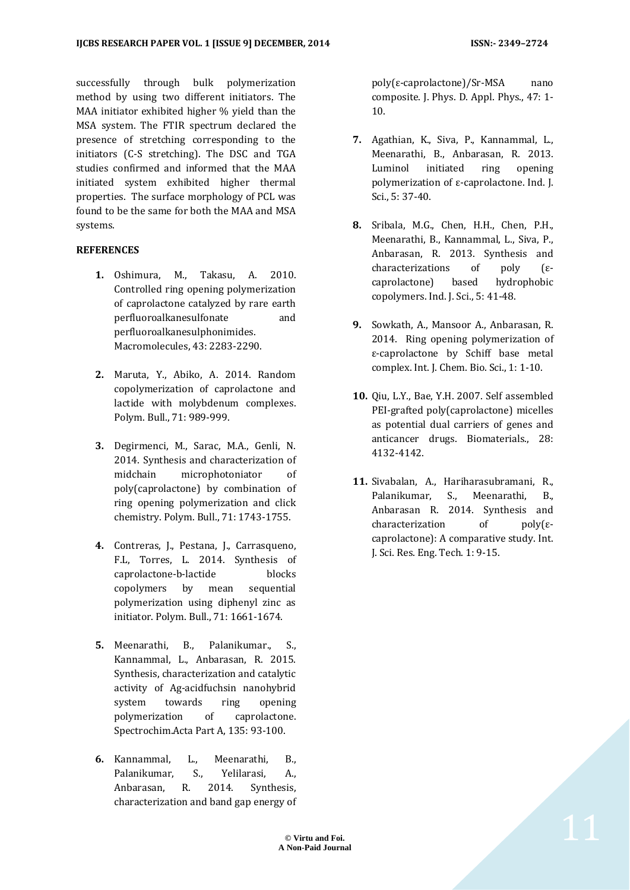successfully through bulk polymerization method by using two different initiators. The MAA initiator exhibited higher % yield than the MSA system. The FTIR spectrum declared the presence of stretching corresponding to the initiators (C-S stretching). The DSC and TGA studies confirmed and informed that the MAA initiated system exhibited higher thermal properties. The surface morphology of PCL was found to be the same for both the MAA and MSA systems.

**REFERENCES**

1. Oshimura, M., Takasu, A. 2010. Controlled ring opening polymerization of caprolactone catalyzed by rare earth perfluoroalkanesulfonate and perfluoroalkanesulphonimides. Macromolecules, 43: 2283-2290.

2. Maruta, Y., Abiko, A. 2014. Random copolymerization of caprolactone and lactide with molybdenum complexes. Polym. Bull., 71: 989-999.

3. Degirmenci, M., Sarac, M.A., Genli, N. 2014. Synthesis and characterization of midchain microphotoniator of poly(caprolactone) by combination of ring opening polymerization and click chemistry. Polym. Bull., 71: 1743-1755.

4. Contreras, J., Pestana, J., Carrasqueno, F.L, Torres, L. 2014. Synthesis of caprolactone-b-lactide blocks copolymers by mean sequential polymerization using diphenyl zinc as initiator. Polym. Bull., 71: 1661-1674.

5. Meenarathi, B., Palanikumar., S., Kannammal, L., Anbarasan, R. 2015. Synthesis, characterization and catalytic activity of Ag-acidfuchsin nanohybrid system towards ring opening polymerization of caprolactone. Spectrochim.Acta Part A, 135: 93-100.

6. Kannammal, L., Meenarathi, B., Palanikumar, S., Yelilarasi, A., Anbarasan, R. 2014. Synthesis, characterization and band gap energy of poly(ε-caprolactone)/Sr-MSA nano composite. J. Phys. D. Appl. Phys., 47: 1-10.

7. Agathian, K., Siva, P., Kannammal, L., Meenarathi, B., Anbarasan, R. 2013. Luminol initiated ring opening polymerization of ε-caprolactone. Ind. J. Sci., 5: 37-40.

8. Sribala, M.G., Chen, H.H., Chen, P.H., Meenarathi, B., Kannammal, L., Siva, P., Anbarasan, R. 2013. Synthesis and characterizations of poly (ε-caprolactone) based hydrophobic copolymers. Ind. J. Sci., 5: 41-48.

9. Sowkath, A., Mansoor A., Anbarasan, R. 2014. Ring opening polymerization of ε-caprolactone by Schiff base metal complex. Int. J. Chem. Bio. Sci., 1: 1-10.

10. Qiu, L.Y., Bae, Y.H. 2007. Self assembled PEI-grafted poly(caprolactone) micelles as potential dual carriers of genes and anticancer drugs. Biomaterials., 28: 4132-4142.

11. Sivabalan, A., Hariharasubramani, R., Palanikumar, S., Meenarathi, B., Anbarasan R. 2014. Synthesis and characterization of poly(ε-caprolactone): A comparative study. Int. J. Sci. Res. Eng. Tech. 1: 9-15.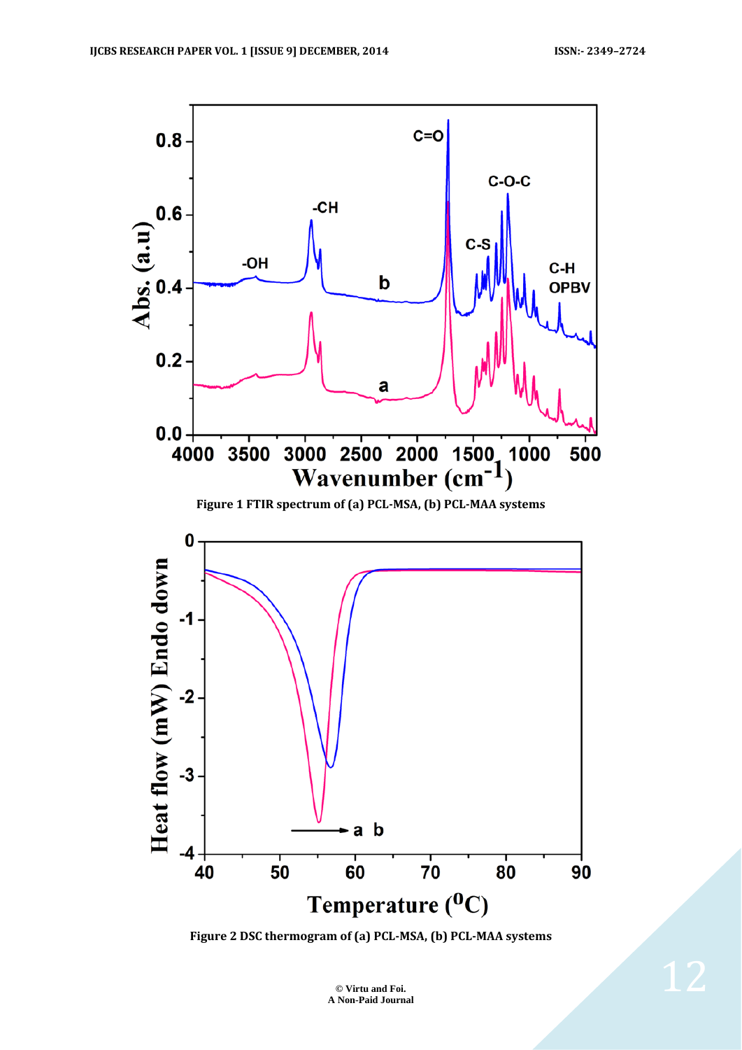Figure 1 FTIR spectrum of (a) PCL-MSA, (b) PCL-MAA systems

Figure 2 DSC thermogram of (a) PCL-MSA, (b) PCL-MAA systems

© Virtu and Foi.
A Non-Paid Journal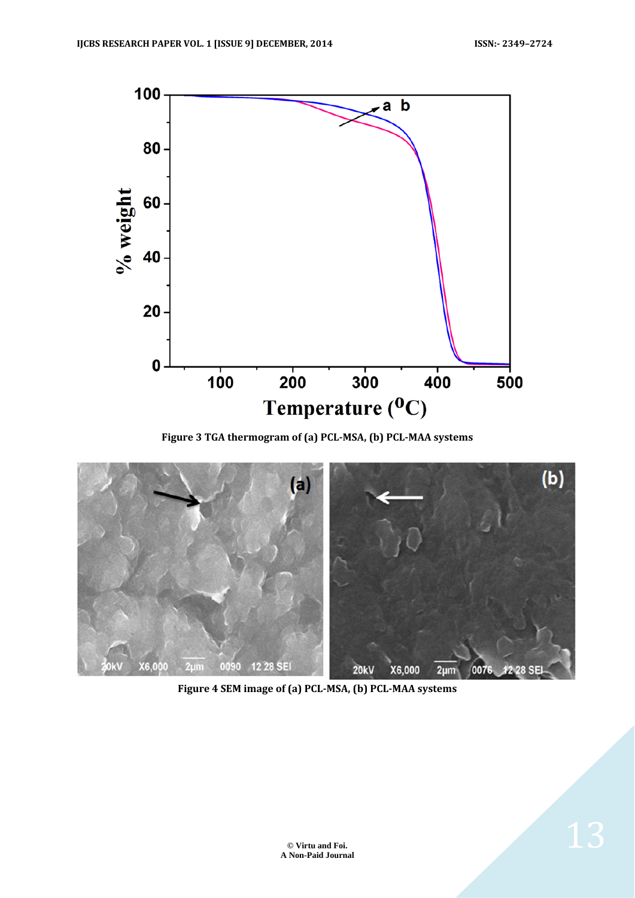100
80
60
40
20
0
% weight
100
200
300
400
500
Temperature ($^0$C)
a b

Figure 3 TGA thermogram of (a) PCL-MSA, (b) PCL-MAA systems

(a)
20kV X6,000 2μm 0090 12 28 SEI

(b)
20kV X6,000 2μm 0076 12 28 SEI

Figure 4 SEM image of (a) PCL-MSA, (b) PCL-MAA systems

© Virtu and Foi.
A Non-Paid Journal